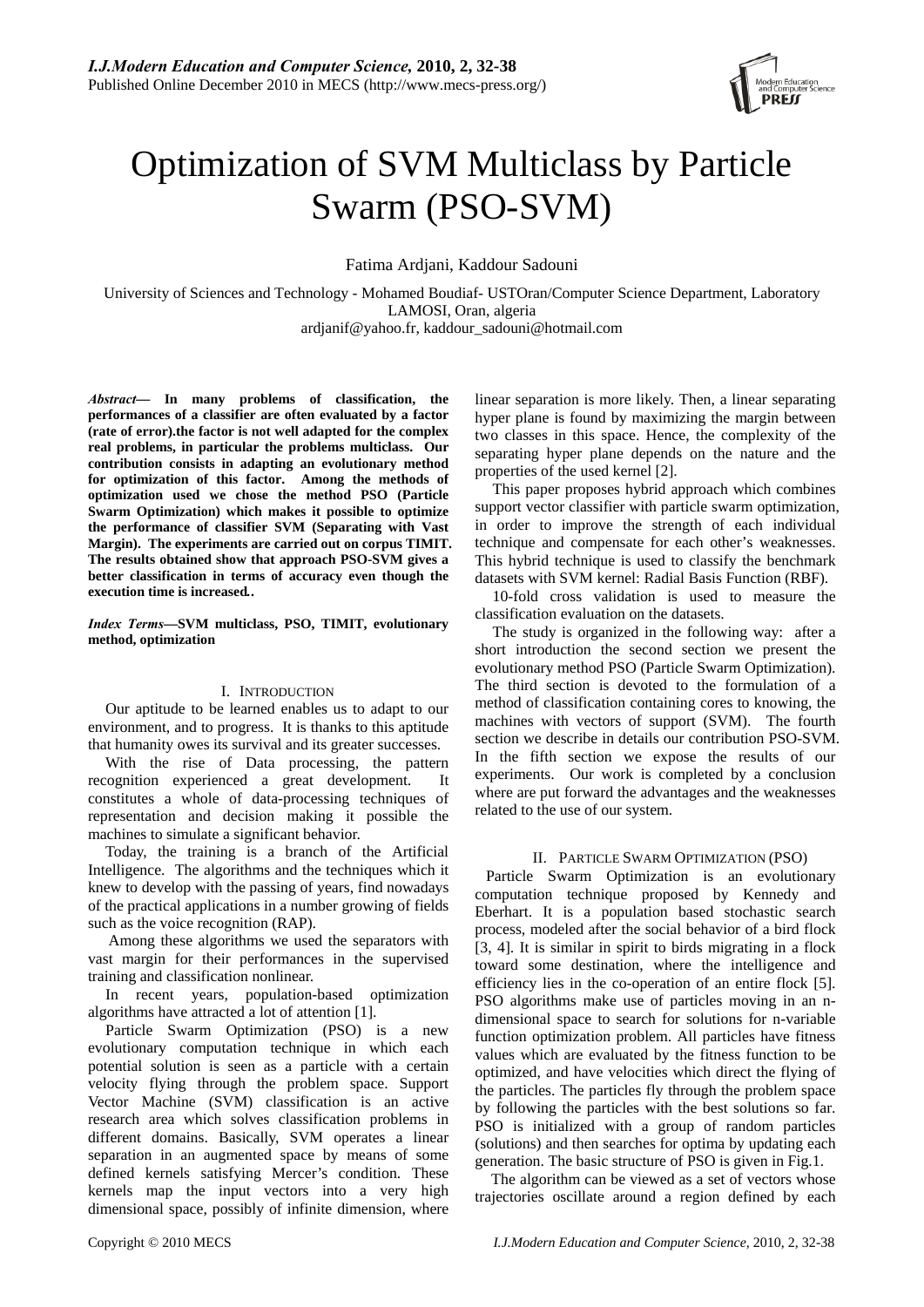# Optimization of SVM Multiclass by Particle Swarm (PSO-SVM)

Fatima Ardjani, Kaddour Sadouni

University of Sciences and Technology - Mohamed Boudiaf- USTOran/Computer Science Department, Laboratory LAMOSI, Oran, algeria
ardjanif@yahoo.fr, kaddour_sadouni@hotmail.com

***Abstract*— In many problems of classification, the performances of a classifier are often evaluated by a factor (rate of error).the factor is not well adapted for the complex real problems, in particular the problems multiclass. Our contribution consists in adapting an evolutionary method for optimization of this factor. Among the methods of optimization used we chose the method PSO (Particle Swarm Optimization) which makes it possible to optimize the performance of classifier SVM (Separating with Vast Margin). The experiments are carried out on corpus TIMIT. The results obtained show that approach PSO-SVM gives a better classification in terms of accuracy even though the execution time is increased..**

***Index Terms*—SVM multiclass, PSO, TIMIT, evolutionary method, optimization**

## I. Introduction

Our aptitude to be learned enables us to adapt to our environment, and to progress. It is thanks to this aptitude that humanity owes its survival and its greater successes.

With the rise of Data processing, the pattern recognition experienced a great development. It constitutes a whole of data-processing techniques of representation and decision making it possible the machines to simulate a significant behavior.

Today, the training is a branch of the Artificial Intelligence. The algorithms and the techniques which it knew to develop with the passing of years, find nowadays of the practical applications in a number growing of fields such as the voice recognition (RAP).

Among these algorithms we used the separators with vast margin for their performances in the supervised training and classification nonlinear.

In recent years, population-based optimization algorithms have attracted a lot of attention [1].

Particle Swarm Optimization (PSO) is a new evolutionary computation technique in which each potential solution is seen as a particle with a certain velocity flying through the problem space. Support Vector Machine (SVM) classification is an active research area which solves classification problems in different domains. Basically, SVM operates a linear separation in an augmented space by means of some defined kernels satisfying Mercer's condition. These kernels map the input vectors into a very high dimensional space, possibly of infinite dimension, where linear separation is more likely. Then, a linear separating hyper plane is found by maximizing the margin between two classes in this space. Hence, the complexity of the separating hyper plane depends on the nature and the properties of the used kernel [2].

This paper proposes hybrid approach which combines support vector classifier with particle swarm optimization, in order to improve the strength of each individual technique and compensate for each other's weaknesses. This hybrid technique is used to classify the benchmark datasets with SVM kernel: Radial Basis Function (RBF).

10-fold cross validation is used to measure the classification evaluation on the datasets.

The study is organized in the following way: after a short introduction the second section we present the evolutionary method PSO (Particle Swarm Optimization). The third section is devoted to the formulation of a method of classification containing cores to knowing, the machines with vectors of support (SVM). The fourth section we describe in details our contribution PSO-SVM. In the fifth section we expose the results of our experiments. Our work is completed by a conclusion where are put forward the advantages and the weaknesses related to the use of our system.

## II. Particle Swarm Optimization (PSO)

Particle Swarm Optimization is an evolutionary computation technique proposed by Kennedy and Eberhart. It is a population based stochastic search process, modeled after the social behavior of a bird flock [3, 4]. It is similar in spirit to birds migrating in a flock toward some destination, where the intelligence and efficiency lies in the co-operation of an entire flock [5]. PSO algorithms make use of particles moving in an n-dimensional space to search for solutions for n-variable function optimization problem. All particles have fitness values which are evaluated by the fitness function to be optimized, and have velocities which direct the flying of the particles. The particles fly through the problem space by following the particles with the best solutions so far. PSO is initialized with a group of random particles (solutions) and then searches for optima by updating each generation. The basic structure of PSO is given in Fig.1.

The algorithm can be viewed as a set of vectors whose trajectories oscillate around a region defined by each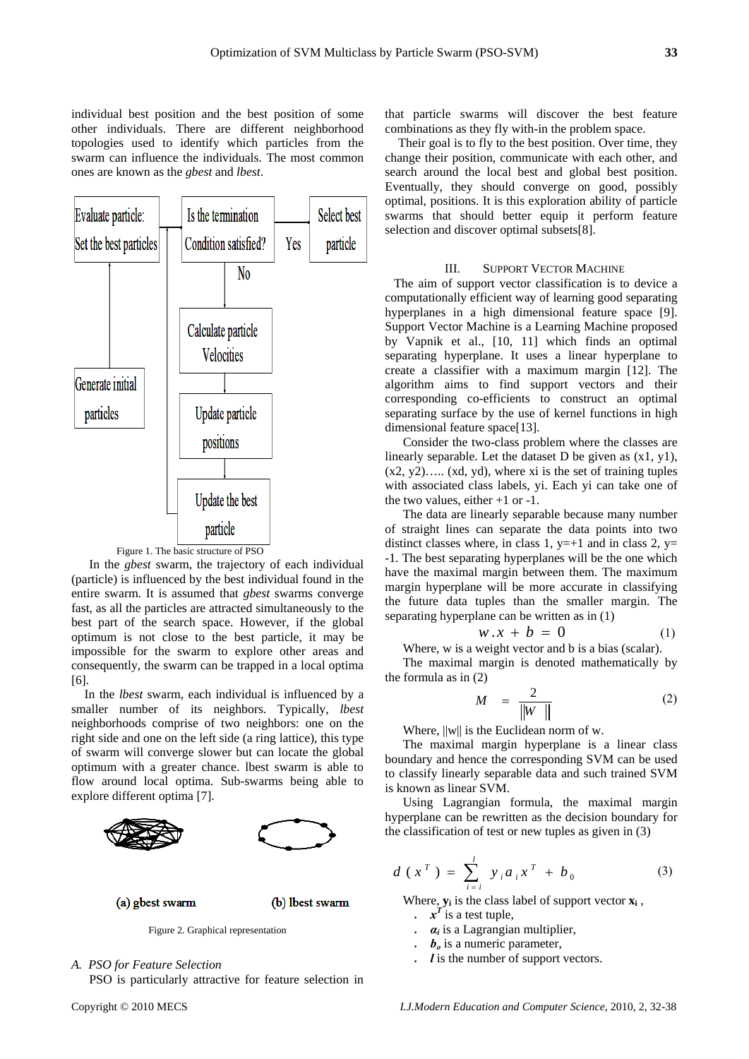individual best position and the best position of some other individuals. There are different neighborhood topologies used to identify which particles from the swarm can influence the individuals. The most common ones are known as the *gbest* and *lbest*.

Evaluate particle: Set the best particles

Is the termination Condition satisfied?

Yes

Select best particle

No

Calculate particle Velocities

Generate initial particles

Update particle positions

Update the best particle

Figure 1. The basic structure of PSO

In the *gbest* swarm, the trajectory of each individual (particle) is influenced by the best individual found in the entire swarm. It is assumed that *gbest* swarms converge fast, as all the particles are attracted simultaneously to the best part of the search space. However, if the global optimum is not close to the best particle, it may be impossible for the swarm to explore other areas and consequently, the swarm can be trapped in a local optima [6].

In the *lbest* swarm, each individual is influenced by a smaller number of its neighbors. Typically, *lbest* neighborhoods comprise of two neighbors: one on the right side and one on the left side (a ring lattice), this type of swarm will converge slower but can locate the global optimum with a greater chance. lbest swarm is able to flow around local optima. Sub-swarms being able to explore different optima [7].

(a) gbest swarm

(b) lbest swarm

Figure 2. Graphical representation

### *A. PSO for Feature Selection*

PSO is particularly attractive for feature selection in that particle swarms will discover the best feature combinations as they fly with-in the problem space.

Their goal is to fly to the best position. Over time, they change their position, communicate with each other, and search around the local best and global best position. Eventually, they should converge on good, possibly optimal, positions. It is this exploration ability of particle swarms that should better equip it perform feature selection and discover optimal subsets[8].

## III. Support Vector Machine

The aim of support vector classification is to device a computationally efficient way of learning good separating hyperplanes in a high dimensional feature space [9]. Support Vector Machine is a Learning Machine proposed by Vapnik et al., [10, 11] which finds an optimal separating hyperplane. It uses a linear hyperplane to create a classifier with a maximum margin [12]. The algorithm aims to find support vectors and their corresponding co-efficients to construct an optimal separating surface by the use of kernel functions in high dimensional feature space[13].

Consider the two-class problem where the classes are linearly separable. Let the dataset D be given as (x1, y1), (x2, y2)….. (xd, yd), where xi is the set of training tuples with associated class labels, yi. Each yi can take one of the two values, either +1 or -1.

The data are linearly separable because many number of straight lines can separate the data points into two distinct classes where, in class 1, y=+1 and in class 2, y= -1. The best separating hyperplanes will be the one which have the maximal margin between them. The maximum margin hyperplane will be more accurate in classifying the future data tuples than the smaller margin. The separating hyperplane can be written as in (1)

$$w.x + b = 0 \qquad (1)$$

Where, w is a weight vector and b is a bias (scalar).

The maximal margin is denoted mathematically by the formula as in (2)

$$M = \frac{2}{\|W\|} \qquad (2)$$

Where, ||w|| is the Euclidean norm of w.

The maximal margin hyperplane is a linear class boundary and hence the corresponding SVM can be used to classify linearly separable data and such trained SVM is known as linear SVM.

Using Lagrangian formula, the maximal margin hyperplane can be rewritten as the decision boundary for the classification of test or new tuples as given in (3)

$$d(x^T) = \sum_{i=i}^{l} y_i a_i x^T + b_0 \qquad (3)$$

Where, $\mathbf{y_i}$ is the class label of support vector $\mathbf{x_i}$ ,

- $x^T$ is a test tuple,
- $a_i$ is a Lagrangian multiplier,
- $b_o$ is a numeric parameter,
- $l$ is the number of support vectors.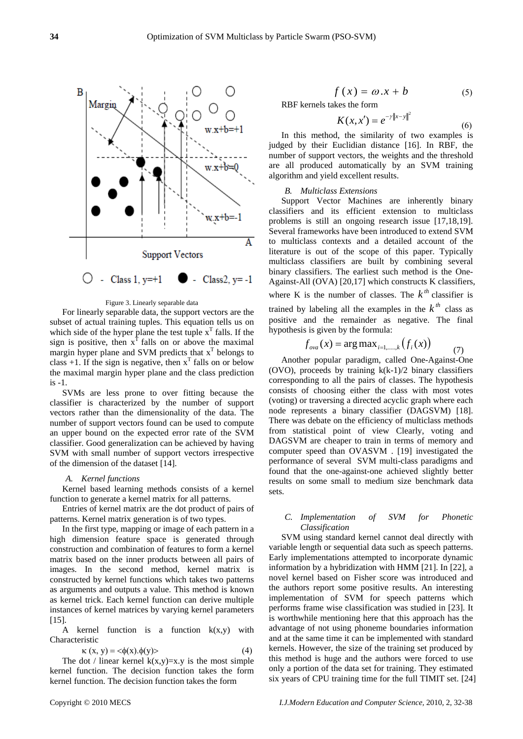Figure 3. Linearly separable data

For linearly separable data, the support vectors are the subset of actual training tuples. This equation tells us on which side of the hyper plane the test tuple $x^T$ falls. If the sign is positive, then $x^T$ falls on or above the maximal margin hyper plane and SVM predicts that $x^T$ belongs to class +1. If the sign is negative, then $x^T$ falls on or below the maximal margin hyper plane and the class prediction is -1.

SVMs are less prone to over fitting because the classifier is characterized by the number of support vectors rather than the dimensionality of the data. The number of support vectors found can be used to compute an upper bound on the expected error rate of the SVM classifier. Good generalization can be achieved by having SVM with small number of support vectors irrespective of the dimension of the dataset [14].

### *A. Kernel functions*

Kernel based learning methods consists of a kernel function to generate a kernel matrix for all patterns.

Entries of kernel matrix are the dot product of pairs of patterns. Kernel matrix generation is of two types.

In the first type, mapping or image of each pattern in a high dimension feature space is generated through construction and combination of features to form a kernel matrix based on the inner products between all pairs of images. In the second method, kernel matrix is constructed by kernel functions which takes two patterns as arguments and outputs a value. This method is known as kernel trick. Each kernel function can derive multiple instances of kernel matrices by varying kernel parameters [15].

A kernel function is a function k(x,y) with Characteristic

$$\kappa(x, y) = <\phi(x).\phi(y)> \tag{4}$$

The dot / linear kernel $k(x,y)=x.y$ is the most simple kernel function. The decision function takes the form kernel function. The decision function takes the form

$$f(x) = \omega.x + b \tag{5}$$

RBF kernels takes the form

$$K(x, x') = e^{-\gamma\|x-y\|^2} \tag{6}$$

In this method, the similarity of two examples is judged by their Euclidian distance [16]. In RBF, the number of support vectors, the weights and the threshold are all produced automatically by an SVM training algorithm and yield excellent results.

### *B. Multiclass Extensions*

Support Vector Machines are inherently binary classifiers and its efficient extension to multiclass problems is still an ongoing research issue [17,18,19]. Several frameworks have been introduced to extend SVM to multiclass contexts and a detailed account of the literature is out of the scope of this paper. Typically multiclass classifiers are built by combining several binary classifiers. The earliest such method is the One-Against-All (OVA) [20,17] which constructs K classifiers, where K is the number of classes. The $k^{th}$ classifier is trained by labeling all the examples in the $k^{th}$ class as positive and the remainder as negative. The final hypothesis is given by the formula:

$$f_{ova}(x) = \arg\max_{i=1,\ldots,k}\left(f_i(x)\right) \tag{7}$$

Another popular paradigm, called One-Against-One (OVO), proceeds by training k(k-1)/2 binary classifiers corresponding to all the pairs of classes. The hypothesis consists of choosing either the class with most votes (voting) or traversing a directed acyclic graph where each node represents a binary classifier (DAGSVM) [18]. There was debate on the efficiency of multiclass methods from statistical point of view Clearly, voting and DAGSVM are cheaper to train in terms of memory and computer speed than OVASVM . [19] investigated the performance of several SVM multi-class paradigms and found that the one-against-one achieved slightly better results on some small to medium size benchmark data sets.

### *C. Implementation of SVM for Phonetic Classification*

SVM using standard kernel cannot deal directly with variable length or sequential data such as speech patterns. Early implementations attempted to incorporate dynamic information by a hybridization with HMM [21]. In [22], a novel kernel based on Fisher score was introduced and the authors report some positive results. An interesting implementation of SVM for speech patterns which performs frame wise classification was studied in [23]. It is worthwhile mentioning here that this approach has the advantage of not using phoneme boundaries information and at the same time it can be implemented with standard kernels. However, the size of the training set produced by this method is huge and the authors were forced to use only a portion of the data set for training. They estimated six years of CPU training time for the full TIMIT set. [24]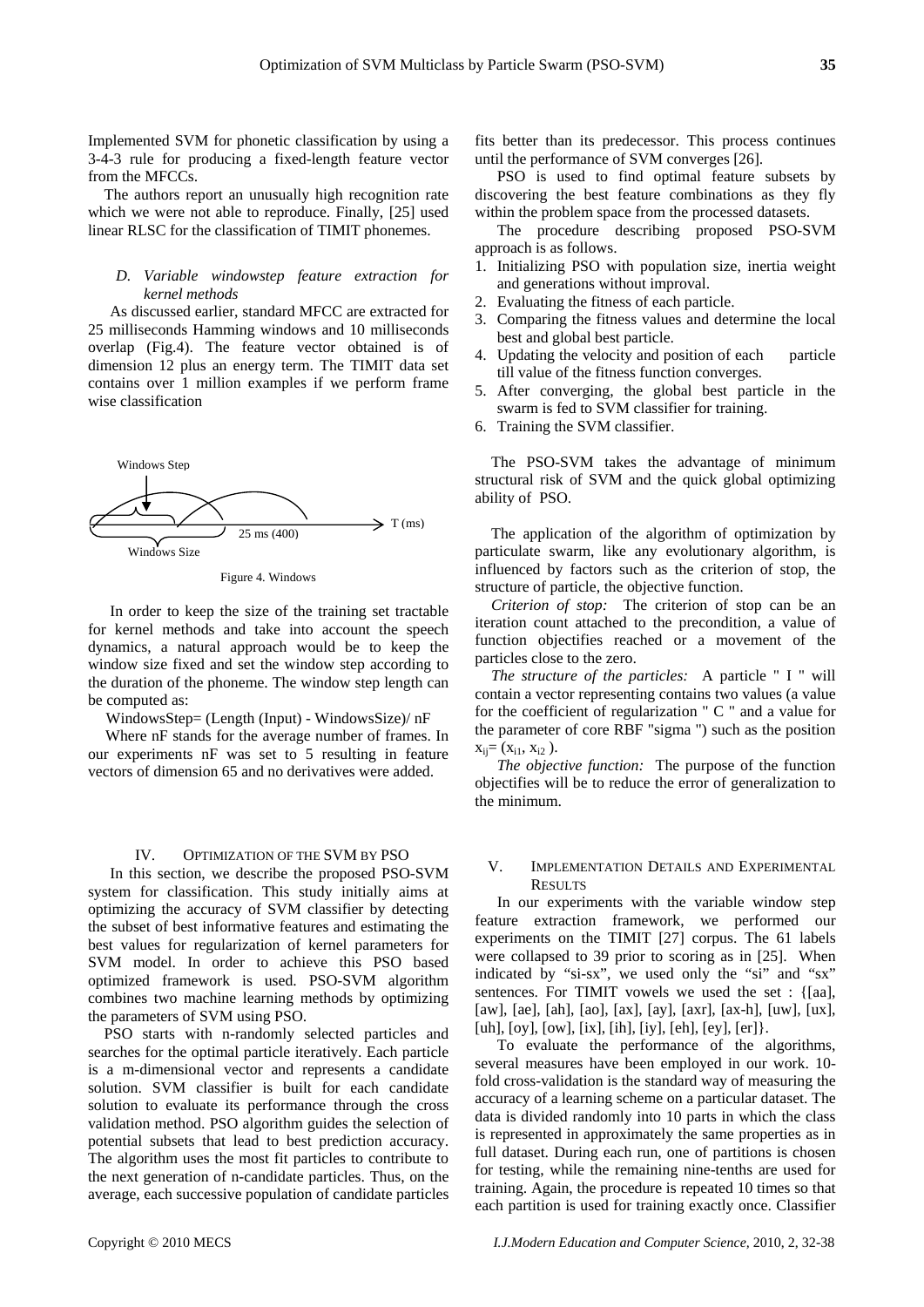Implemented SVM for phonetic classification by using a 3-4-3 rule for producing a fixed-length feature vector from the MFCCs.

The authors report an unusually high recognition rate which we were not able to reproduce. Finally, [25] used linear RLSC for the classification of TIMIT phonemes.

### *D. Variable windowstep feature extraction for kernel methods*

As discussed earlier, standard MFCC are extracted for 25 milliseconds Hamming windows and 10 milliseconds overlap (Fig.4). The feature vector obtained is of dimension 12 plus an energy term. The TIMIT data set contains over 1 million examples if we perform frame wise classification

Windows Step

T (ms)

25 ms (400)

Windows Size

Figure 4. Windows

In order to keep the size of the training set tractable for kernel methods and take into account the speech dynamics, a natural approach would be to keep the window size fixed and set the window step according to the duration of the phoneme. The window step length can be computed as:

WindowsStep= (Length (Input) - WindowsSize)/ nF

Where nF stands for the average number of frames. In our experiments nF was set to 5 resulting in feature vectors of dimension 65 and no derivatives were added.

## IV. Optimization of the SVM by PSO

In this section, we describe the proposed PSO-SVM system for classification. This study initially aims at optimizing the accuracy of SVM classifier by detecting the subset of best informative features and estimating the best values for regularization of kernel parameters for SVM model. In order to achieve this PSO based optimized framework is used. PSO-SVM algorithm combines two machine learning methods by optimizing the parameters of SVM using PSO.

PSO starts with n-randomly selected particles and searches for the optimal particle iteratively. Each particle is a m-dimensional vector and represents a candidate solution. SVM classifier is built for each candidate solution to evaluate its performance through the cross validation method. PSO algorithm guides the selection of potential subsets that lead to best prediction accuracy. The algorithm uses the most fit particles to contribute to the next generation of n-candidate particles. Thus, on the average, each successive population of candidate particles fits better than its predecessor. This process continues until the performance of SVM converges [26].

PSO is used to find optimal feature subsets by discovering the best feature combinations as they fly within the problem space from the processed datasets.

The procedure describing proposed PSO-SVM approach is as follows.

1. Initializing PSO with population size, inertia weight and generations without improval.
2. Evaluating the fitness of each particle.
3. Comparing the fitness values and determine the local best and global best particle.
4. Updating the velocity and position of each particle till value of the fitness function converges.
5. After converging, the global best particle in the swarm is fed to SVM classifier for training.
6. Training the SVM classifier.

The PSO-SVM takes the advantage of minimum structural risk of SVM and the quick global optimizing ability of PSO.

The application of the algorithm of optimization by particulate swarm, like any evolutionary algorithm, is influenced by factors such as the criterion of stop, the structure of particle, the objective function.

*Criterion of stop:* The criterion of stop can be an iteration count attached to the precondition, a value of function objectifies reached or a movement of the particles close to the zero.

*The structure of the particles:* A particle " I " will contain a vector representing contains two values (a value for the coefficient of regularization " C " and a value for the parameter of core RBF "sigma ") such as the position $x_{ij}= (x_{i1}, x_{i2})$.

*The objective function:* The purpose of the function objectifies will be to reduce the error of generalization to the minimum.

## V. Implementation Details and Experimental Results

In our experiments with the variable window step feature extraction framework, we performed our experiments on the TIMIT [27] corpus. The 61 labels were collapsed to 39 prior to scoring as in [25]. When indicated by "si-sx", we used only the "si" and "sx" sentences. For TIMIT vowels we used the set : {[aa], [aw], [ae], [ah], [ao], [ax], [ay], [axr], [ax-h], [uw], [ux], [uh], [oy], [ow], [ix], [ih], [iy], [eh], [ey], [er]}.

To evaluate the performance of the algorithms, several measures have been employed in our work. 10-fold cross-validation is the standard way of measuring the accuracy of a learning scheme on a particular dataset. The data is divided randomly into 10 parts in which the class is represented in approximately the same properties as in full dataset. During each run, one of partitions is chosen for testing, while the remaining nine-tenths are used for training. Again, the procedure is repeated 10 times so that each partition is used for training exactly once. Classifier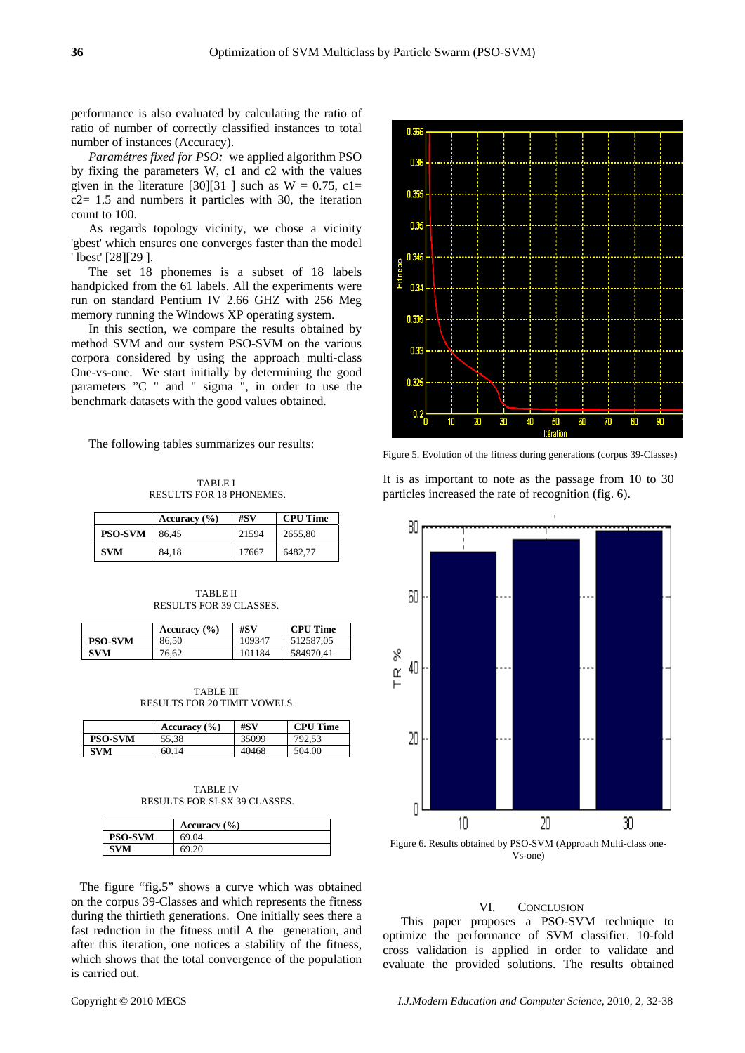performance is also evaluated by calculating the ratio of ratio of number of correctly classified instances to total number of instances (Accuracy).

*Paramétres fixed for PSO:* we applied algorithm PSO by fixing the parameters W, c1 and c2 with the values given in the literature [30][31 ] such as W = 0.75, c1= c2= 1.5 and numbers it particles with 30, the iteration count to 100.

As regards topology vicinity, we chose a vicinity 'gbest' which ensures one converges faster than the model ' lbest' [28][29 ].

The set 18 phonemes is a subset of 18 labels handpicked from the 61 labels. All the experiments were run on standard Pentium IV 2.66 GHZ with 256 Meg memory running the Windows XP operating system.

In this section, we compare the results obtained by method SVM and our system PSO-SVM on the various corpora considered by using the approach multi-class One-vs-one. We start initially by determining the good parameters "C " and " sigma ", in order to use the benchmark datasets with the good values obtained.

The following tables summarizes our results:

TABLE I
RESULTS FOR 18 PHONEMES.

| | Accuracy (%) | #SV | CPU Time |
|---|---|---|---|
| **PSO-SVM** | 86,45 | 21594 | 2655,80 |
| **SVM** | 84,18 | 17667 | 6482,77 |

TABLE II
RESULTS FOR 39 CLASSES.

| | Accuracy (%) | #SV | CPU Time |
|---|---|---|---|
| **PSO-SVM** | 86,50 | 109347 | 512587,05 |
| **SVM** | 76,62 | 101184 | 584970,41 |

TABLE III
RESULTS FOR 20 TIMIT VOWELS.

| | Accuracy (%) | #SV | CPU Time |
|---|---|---|---|
| **PSO-SVM** | 55,38 | 35099 | 792,53 |
| **SVM** | 60.14 | 40468 | 504.00 |

TABLE IV
RESULTS FOR SI-SX 39 CLASSES.

| | Accuracy (%) |
|---|---|
| **PSO-SVM** | 69.04 |
| **SVM** | 69.20 |

The figure "fig.5" shows a curve which was obtained on the corpus 39-Classes and which represents the fitness during the thirtieth generations. One initially sees there a fast reduction in the fitness until A the generation, and after this iteration, one notices a stability of the fitness, which shows that the total convergence of the population is carried out.

Fitness
0.365
0.36
0.355
0.35
0.345
0.34
0.335
0.33
0.325
0.2
0 10 20 30 40 50 60 70 80 90
Itération

Figure 5. Evolution of the fitness during generations (corpus 39-Classes)

It is as important to note as the passage from 10 to 30 particles increased the rate of recognition (fig. 6).

TR %
80
60
40
20
0
10 20 30

Figure 6. Results obtained by PSO-SVM (Approach Multi-class one-Vs-one)

## VI. Conclusion

This paper proposes a PSO-SVM technique to optimize the performance of SVM classifier. 10-fold cross validation is applied in order to validate and evaluate the provided solutions. The results obtained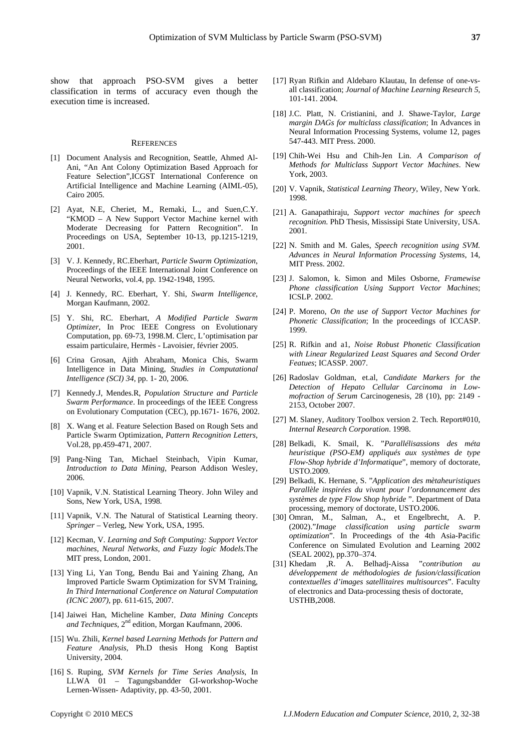show that approach PSO-SVM gives a better classification in terms of accuracy even though the execution time is increased.

## References

[1] Document Analysis and Recognition, Seattle, Ahmed Al-Ani, "An Ant Colony Optimization Based Approach for Feature Selection",ICGST International Conference on Artificial Intelligence and Machine Learning (AIML-05), Cairo 2005.

[2] Ayat, N.E, Cheriet, M., Remaki, L., and Suen,C.Y. "KMOD – A New Support Vector Machine kernel with Moderate Decreasing for Pattern Recognition". In Proceedings on USA, September 10-13, pp.1215-1219, 2001.

[3] V. J. Kennedy, RC.Eberhart, *Particle Swarm Optimization*, Proceedings of the IEEE International Joint Conference on Neural Networks, vol.4, pp. 1942-1948, 1995.

[4] J. Kennedy, RC. Eberhart, Y. Shi, *Swarm Intelligence*, Morgan Kaufmann, 2002.

[5] Y. Shi, RC. Eberhart, *A Modified Particle Swarm Optimizer*, In Proc IEEE Congress on Evolutionary Computation, pp. 69-73, 1998.M. Clerc, L'optimisation par essaim particulaire, Hermès - Lavoisier, février 2005.

[6] Crina Grosan, Ajith Abraham, Monica Chis, Swarm Intelligence in Data Mining, *Studies in Computational Intelligence (SCI) 34*, pp. 1- 20, 2006.

[7] Kennedy.J, Mendes.R, *Population Structure and Particle Swarm Performance*. In proceedings of the IEEE Congress on Evolutionary Computation (CEC), pp.1671- 1676, 2002.

[8] X. Wang et al. Feature Selection Based on Rough Sets and Particle Swarm Optimization, *Pattern Recognition Letters*, Vol.28, pp.459-471, 2007.

[9] Pang-Ning Tan, Michael Steinbach, Vipin Kumar, *Introduction to Data Mining*, Pearson Addison Wesley, 2006.

[10] Vapnik, V.N. Statistical Learning Theory. John Wiley and Sons, New York, USA, 1998.

[11] Vapnik, V.N. The Natural of Statistical Learning theory. *Springer* – Verleg, New York, USA, 1995.

[12] Kecman, V. *Learning and Soft Computing: Support Vector machines, Neural Networks, and Fuzzy logic Models*.The MIT press, London, 2001.

[13] Ying Li, Yan Tong, Bendu Bai and Yaining Zhang, An Improved Particle Swarm Optimization for SVM Training, *In Third International Conference on Natural Computation (ICNC 2007)*, pp. 611-615, 2007.

[14] Jaiwei Han, Micheline Kamber, *Data Mining Concepts and Techniques*, 2nd edition, Morgan Kaufmann, 2006.

[15] Wu. Zhili, *Kernel based Learning Methods for Pattern and Feature Analysis*, Ph.D thesis Hong Kong Baptist University, 2004.

[16] S. Ruping, *SVM Kernels for Time Series Analysis*, In LLWA 01 – Tagungsbandder GI-workshop-Woche Lernen-Wissen- Adaptivity, pp. 43-50, 2001.

[17] Ryan Rifkin and Aldebaro Klautau, In defense of one-vs-all classification; *Journal of Machine Learning Research 5*, 101-141. 2004.

[18] J.C. Platt, N. Cristianini, and J. Shawe-Taylor, *Large margin DAGs for multiclass classification*; In Advances in Neural Information Processing Systems, volume 12, pages 547-443. MIT Press. 2000.

[19] Chih-Wei Hsu and Chih-Jen Lin. *A Comparison of Methods for Multiclass Support Vector Machines*. New York, 2003.

[20] V. Vapnik, *Statistical Learning Theory*, Wiley, New York. 1998.

[21] A. Ganapathiraju, *Support vector machines for speech recognition*. PhD Thesis, Mississipi State University, USA. 2001.

[22] N. Smith and M. Gales, *Speech recognition using SVM. Advances in Neural Information Processing Systems*, 14, MIT Press. 2002.

[23] J. Salomon, k. Simon and Miles Osborne, *Framewise Phone classification Using Support Vector Machines*; ICSLP. 2002.

[24] P. Moreno, *On the use of Support Vector Machines for Phonetic Classification*; In the proceedings of ICCASP. 1999.

[25] R. Rifkin and a1, *Noise Robust Phonetic Classification with Linear Regularized Least Squares and Second Order Featues*; ICASSP. 2007.

[26] Radoslav Goldman, et.al, *Candidate Markers for the Detection of Hepato Cellular Carcinoma in Low-mofraction of Serum* Carcinogenesis, 28 (10), pp: 2149 - 2153, October 2007.

[27] M. Slaney, Auditory Toolbox version 2. Tech. Report#010, *Internal Research Corporation*. 1998.

[28] Belkadi, K. Smail, K. "*Parallélisassions des méta heuristique (PSO-EM) appliqués aux systèmes de type Flow-Shop hybride d'Informatique*", memory of doctorate, USTO.2009.

[29] Belkadi, K. Hernane, S. "*Application des mètaheuristiques Parallèle inspirées du vivant pour l'ordonnancement des systèmes de type Flow Shop hybride* ". Department of Data processing, memory of doctorate, USTO.2006.

[30] Omran, M., Salman, A., et Engelbrecht, A. P. (2002)."*Image classification using particle swarm optimization*". In Proceedings of the 4th Asia-Pacific Conference on Simulated Evolution and Learning 2002 (SEAL 2002), pp.370–374.

[31] Khedam ,R. A. Belhadj-Aissa "*contribution au développement de méthodologies de fusion/classification contextuelles d'images satellitaires multisources*". Faculty of electronics and Data-processing thesis of doctorate, USTHB,2008.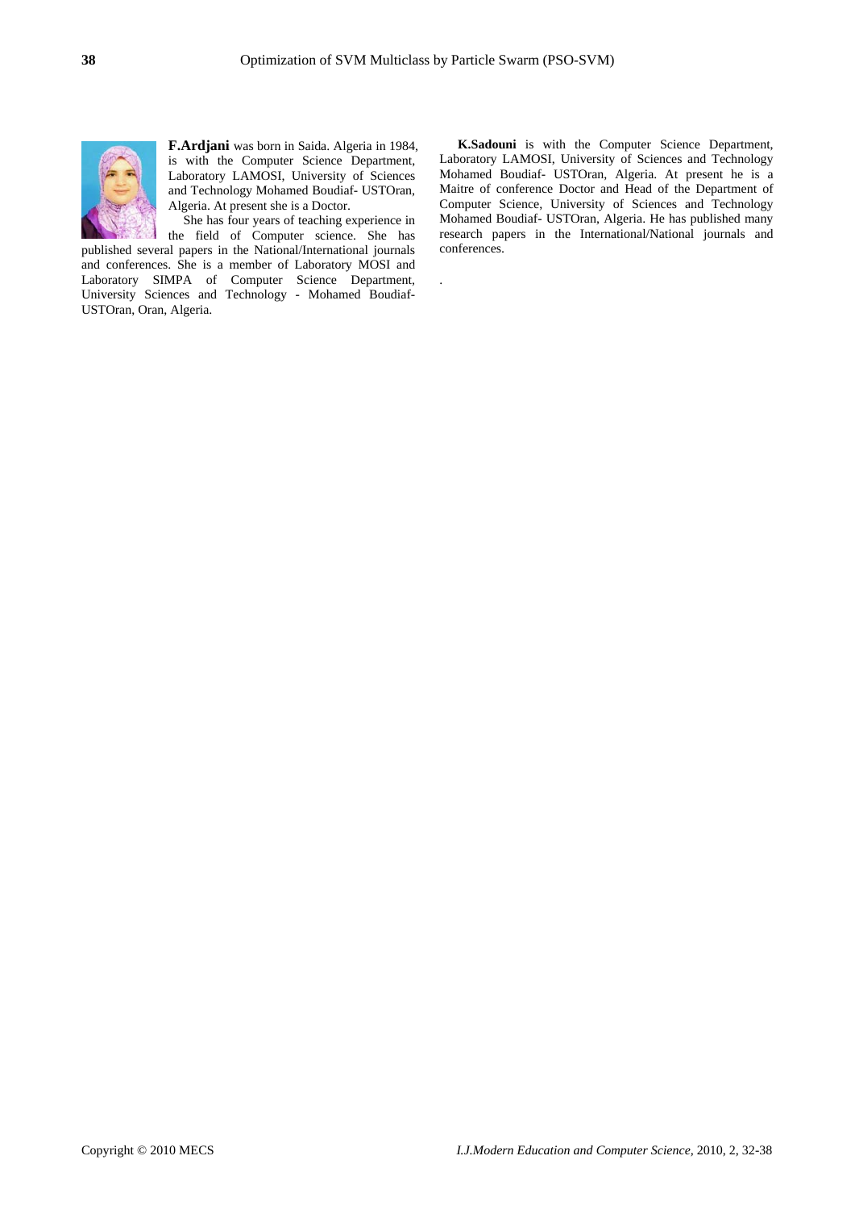**F.Ardjani** was born in Saida. Algeria in 1984, is with the Computer Science Department, Laboratory LAMOSI, University of Sciences and Technology Mohamed Boudiaf- USTOran, Algeria. At present she is a Doctor.

She has four years of teaching experience in the field of Computer science. She has published several papers in the National/International journals and conferences. She is a member of Laboratory MOSI and Laboratory SIMPA of Computer Science Department, University Sciences and Technology - Mohamed Boudiaf- USTOran, Oran, Algeria.

**K.Sadouni** is with the Computer Science Department, Laboratory LAMOSI, University of Sciences and Technology Mohamed Boudiaf- USTOran, Algeria. At present he is a Maitre of conference Doctor and Head of the Department of Computer Science, University of Sciences and Technology Mohamed Boudiaf- USTOran, Algeria. He has published many research papers in the International/National journals and conferences.